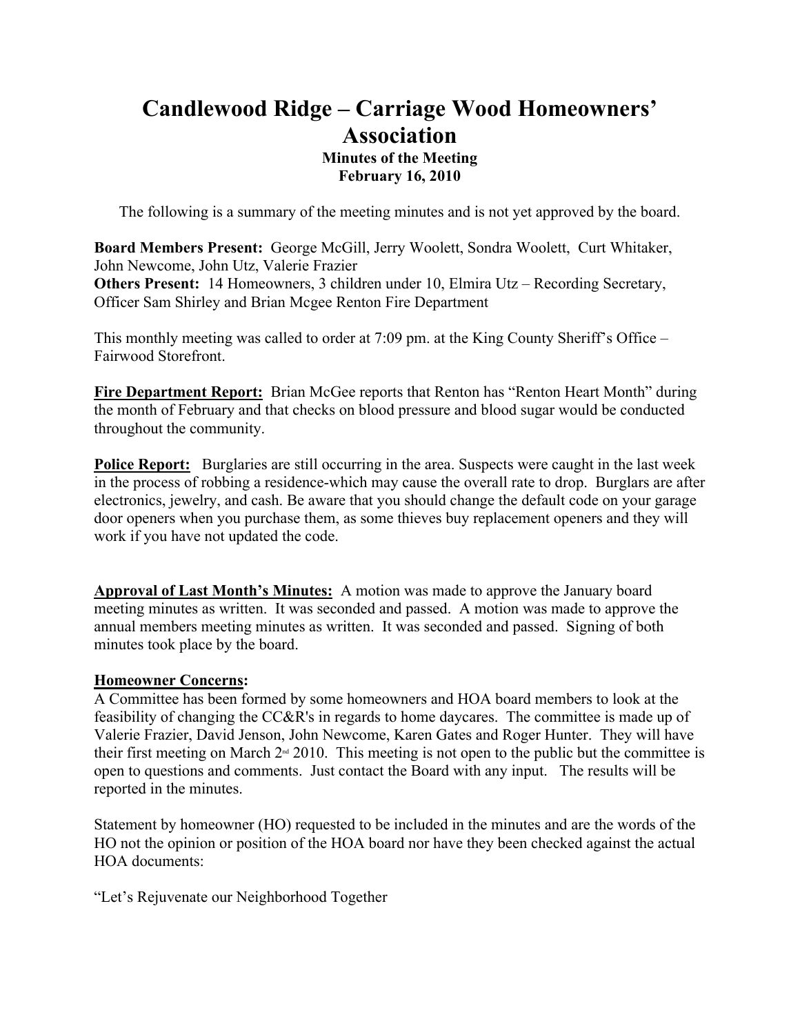# Candlewood Ridge – Carriage Wood Homeowners' Association

**Minutes of the Meeting**
**February 16, 2010**

The following is a summary of the meeting minutes and is not yet approved by the board.

**Board Members Present:** George McGill, Jerry Woolett, Sondra Woolett, Curt Whitaker, John Newcome, John Utz, Valerie Frazier
**Others Present:** 14 Homeowners, 3 children under 10, Elmira Utz – Recording Secretary, Officer Sam Shirley and Brian Mcgee Renton Fire Department

This monthly meeting was called to order at 7:09 pm. at the King County Sheriff's Office – Fairwood Storefront.

**Fire Department Report:** Brian McGee reports that Renton has "Renton Heart Month" during the month of February and that checks on blood pressure and blood sugar would be conducted throughout the community.

**Police Report:** Burglaries are still occurring in the area. Suspects were caught in the last week in the process of robbing a residence-which may cause the overall rate to drop. Burglars are after electronics, jewelry, and cash. Be aware that you should change the default code on your garage door openers when you purchase them, as some thieves buy replacement openers and they will work if you have not updated the code.

**Approval of Last Month's Minutes:** A motion was made to approve the January board meeting minutes as written. It was seconded and passed. A motion was made to approve the annual members meeting minutes as written. It was seconded and passed. Signing of both minutes took place by the board.

**Homeowner Concerns:**
A Committee has been formed by some homeowners and HOA board members to look at the feasibility of changing the CC&R's in regards to home daycares. The committee is made up of Valerie Frazier, David Jenson, John Newcome, Karen Gates and Roger Hunter. They will have their first meeting on March 2nd 2010. This meeting is not open to the public but the committee is open to questions and comments. Just contact the Board with any input. The results will be reported in the minutes.

Statement by homeowner (HO) requested to be included in the minutes and are the words of the HO not the opinion or position of the HOA board nor have they been checked against the actual HOA documents:

"Let's Rejuvenate our Neighborhood Together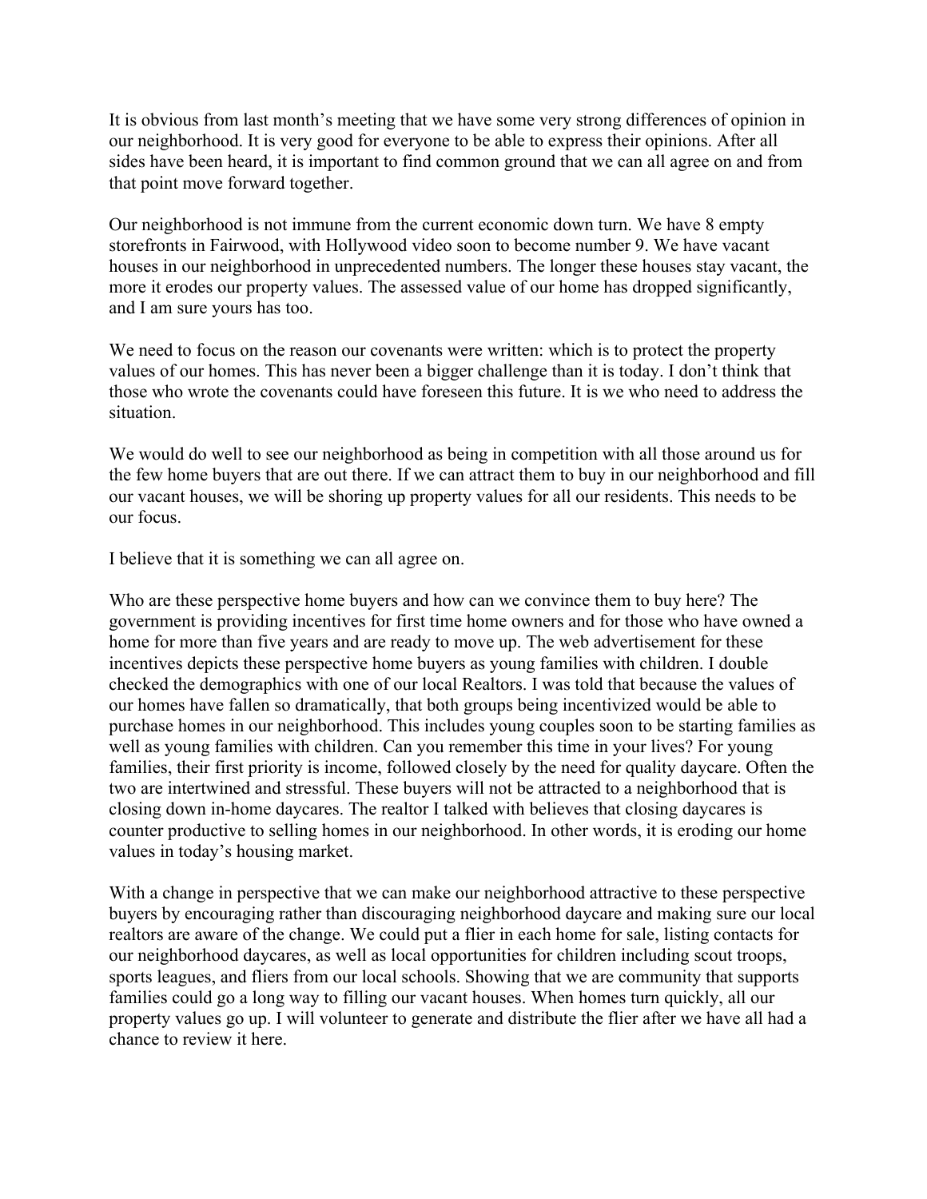It is obvious from last month's meeting that we have some very strong differences of opinion in our neighborhood. It is very good for everyone to be able to express their opinions. After all sides have been heard, it is important to find common ground that we can all agree on and from that point move forward together.

Our neighborhood is not immune from the current economic down turn. We have 8 empty storefronts in Fairwood, with Hollywood video soon to become number 9. We have vacant houses in our neighborhood in unprecedented numbers. The longer these houses stay vacant, the more it erodes our property values. The assessed value of our home has dropped significantly, and I am sure yours has too.

We need to focus on the reason our covenants were written: which is to protect the property values of our homes. This has never been a bigger challenge than it is today. I don't think that those who wrote the covenants could have foreseen this future. It is we who need to address the situation.

We would do well to see our neighborhood as being in competition with all those around us for the few home buyers that are out there. If we can attract them to buy in our neighborhood and fill our vacant houses, we will be shoring up property values for all our residents. This needs to be our focus.

I believe that it is something we can all agree on.

Who are these perspective home buyers and how can we convince them to buy here? The government is providing incentives for first time home owners and for those who have owned a home for more than five years and are ready to move up. The web advertisement for these incentives depicts these perspective home buyers as young families with children. I double checked the demographics with one of our local Realtors. I was told that because the values of our homes have fallen so dramatically, that both groups being incentivized would be able to purchase homes in our neighborhood. This includes young couples soon to be starting families as well as young families with children. Can you remember this time in your lives? For young families, their first priority is income, followed closely by the need for quality daycare. Often the two are intertwined and stressful. These buyers will not be attracted to a neighborhood that is closing down in-home daycares. The realtor I talked with believes that closing daycares is counter productive to selling homes in our neighborhood. In other words, it is eroding our home values in today's housing market.

With a change in perspective that we can make our neighborhood attractive to these perspective buyers by encouraging rather than discouraging neighborhood daycare and making sure our local realtors are aware of the change. We could put a flier in each home for sale, listing contacts for our neighborhood daycares, as well as local opportunities for children including scout troops, sports leagues, and fliers from our local schools. Showing that we are community that supports families could go a long way to filling our vacant houses. When homes turn quickly, all our property values go up. I will volunteer to generate and distribute the flier after we have all had a chance to review it here.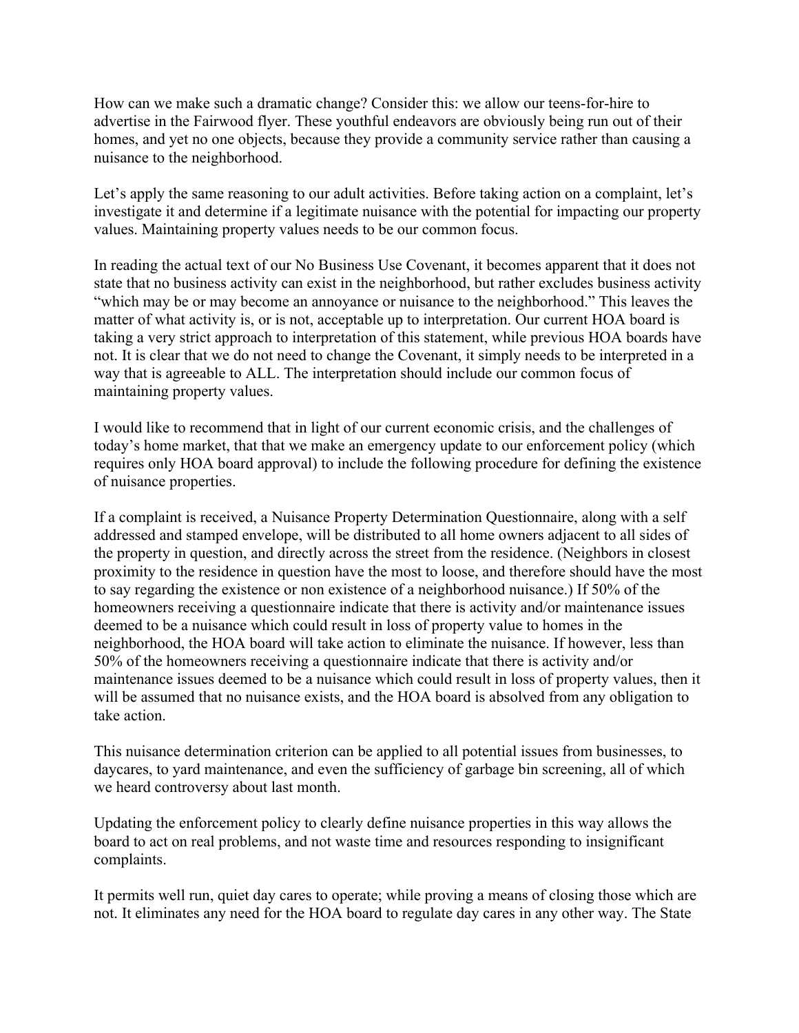How can we make such a dramatic change? Consider this: we allow our teens-for-hire to advertise in the Fairwood flyer. These youthful endeavors are obviously being run out of their homes, and yet no one objects, because they provide a community service rather than causing a nuisance to the neighborhood.

Let's apply the same reasoning to our adult activities. Before taking action on a complaint, let's investigate it and determine if a legitimate nuisance with the potential for impacting our property values. Maintaining property values needs to be our common focus.

In reading the actual text of our No Business Use Covenant, it becomes apparent that it does not state that no business activity can exist in the neighborhood, but rather excludes business activity "which may be or may become an annoyance or nuisance to the neighborhood." This leaves the matter of what activity is, or is not, acceptable up to interpretation. Our current HOA board is taking a very strict approach to interpretation of this statement, while previous HOA boards have not. It is clear that we do not need to change the Covenant, it simply needs to be interpreted in a way that is agreeable to ALL. The interpretation should include our common focus of maintaining property values.

I would like to recommend that in light of our current economic crisis, and the challenges of today's home market, that that we make an emergency update to our enforcement policy (which requires only HOA board approval) to include the following procedure for defining the existence of nuisance properties.

If a complaint is received, a Nuisance Property Determination Questionnaire, along with a self addressed and stamped envelope, will be distributed to all home owners adjacent to all sides of the property in question, and directly across the street from the residence. (Neighbors in closest proximity to the residence in question have the most to loose, and therefore should have the most to say regarding the existence or non existence of a neighborhood nuisance.) If 50% of the homeowners receiving a questionnaire indicate that there is activity and/or maintenance issues deemed to be a nuisance which could result in loss of property value to homes in the neighborhood, the HOA board will take action to eliminate the nuisance. If however, less than 50% of the homeowners receiving a questionnaire indicate that there is activity and/or maintenance issues deemed to be a nuisance which could result in loss of property values, then it will be assumed that no nuisance exists, and the HOA board is absolved from any obligation to take action.

This nuisance determination criterion can be applied to all potential issues from businesses, to daycares, to yard maintenance, and even the sufficiency of garbage bin screening, all of which we heard controversy about last month.

Updating the enforcement policy to clearly define nuisance properties in this way allows the board to act on real problems, and not waste time and resources responding to insignificant complaints.

It permits well run, quiet day cares to operate; while proving a means of closing those which are not. It eliminates any need for the HOA board to regulate day cares in any other way. The State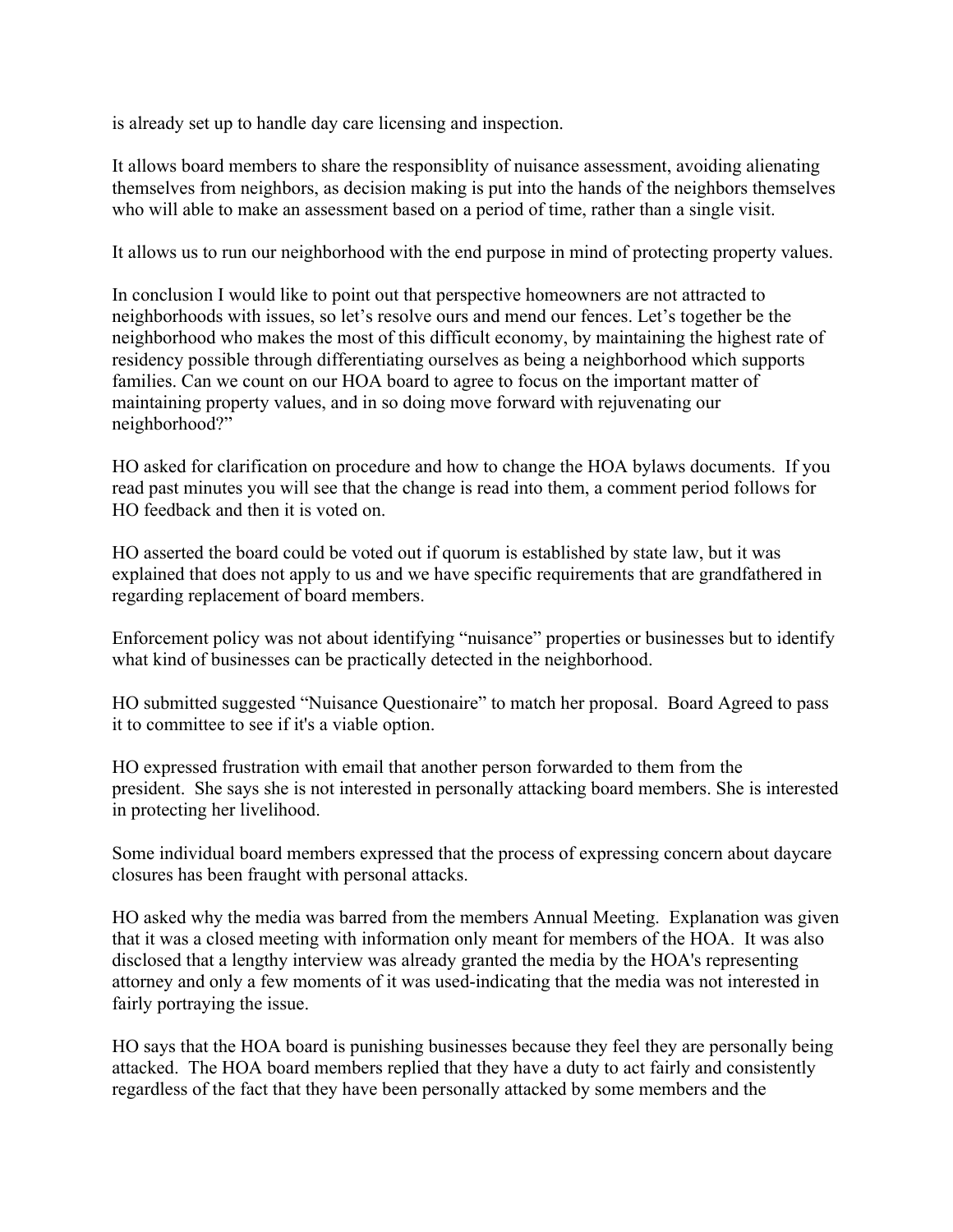is already set up to handle day care licensing and inspection.

It allows board members to share the responsiblity of nuisance assessment, avoiding alienating themselves from neighbors, as decision making is put into the hands of the neighbors themselves who will able to make an assessment based on a period of time, rather than a single visit.

It allows us to run our neighborhood with the end purpose in mind of protecting property values.

In conclusion I would like to point out that perspective homeowners are not attracted to neighborhoods with issues, so let's resolve ours and mend our fences. Let's together be the neighborhood who makes the most of this difficult economy, by maintaining the highest rate of residency possible through differentiating ourselves as being a neighborhood which supports families. Can we count on our HOA board to agree to focus on the important matter of maintaining property values, and in so doing move forward with rejuvenating our neighborhood?"

HO asked for clarification on procedure and how to change the HOA bylaws documents. If you read past minutes you will see that the change is read into them, a comment period follows for HO feedback and then it is voted on.

HO asserted the board could be voted out if quorum is established by state law, but it was explained that does not apply to us and we have specific requirements that are grandfathered in regarding replacement of board members.

Enforcement policy was not about identifying "nuisance" properties or businesses but to identify what kind of businesses can be practically detected in the neighborhood.

HO submitted suggested "Nuisance Questionaire" to match her proposal. Board Agreed to pass it to committee to see if it's a viable option.

HO expressed frustration with email that another person forwarded to them from the president. She says she is not interested in personally attacking board members. She is interested in protecting her livelihood.

Some individual board members expressed that the process of expressing concern about daycare closures has been fraught with personal attacks.

HO asked why the media was barred from the members Annual Meeting. Explanation was given that it was a closed meeting with information only meant for members of the HOA. It was also disclosed that a lengthy interview was already granted the media by the HOA's representing attorney and only a few moments of it was used-indicating that the media was not interested in fairly portraying the issue.

HO says that the HOA board is punishing businesses because they feel they are personally being attacked. The HOA board members replied that they have a duty to act fairly and consistently regardless of the fact that they have been personally attacked by some members and the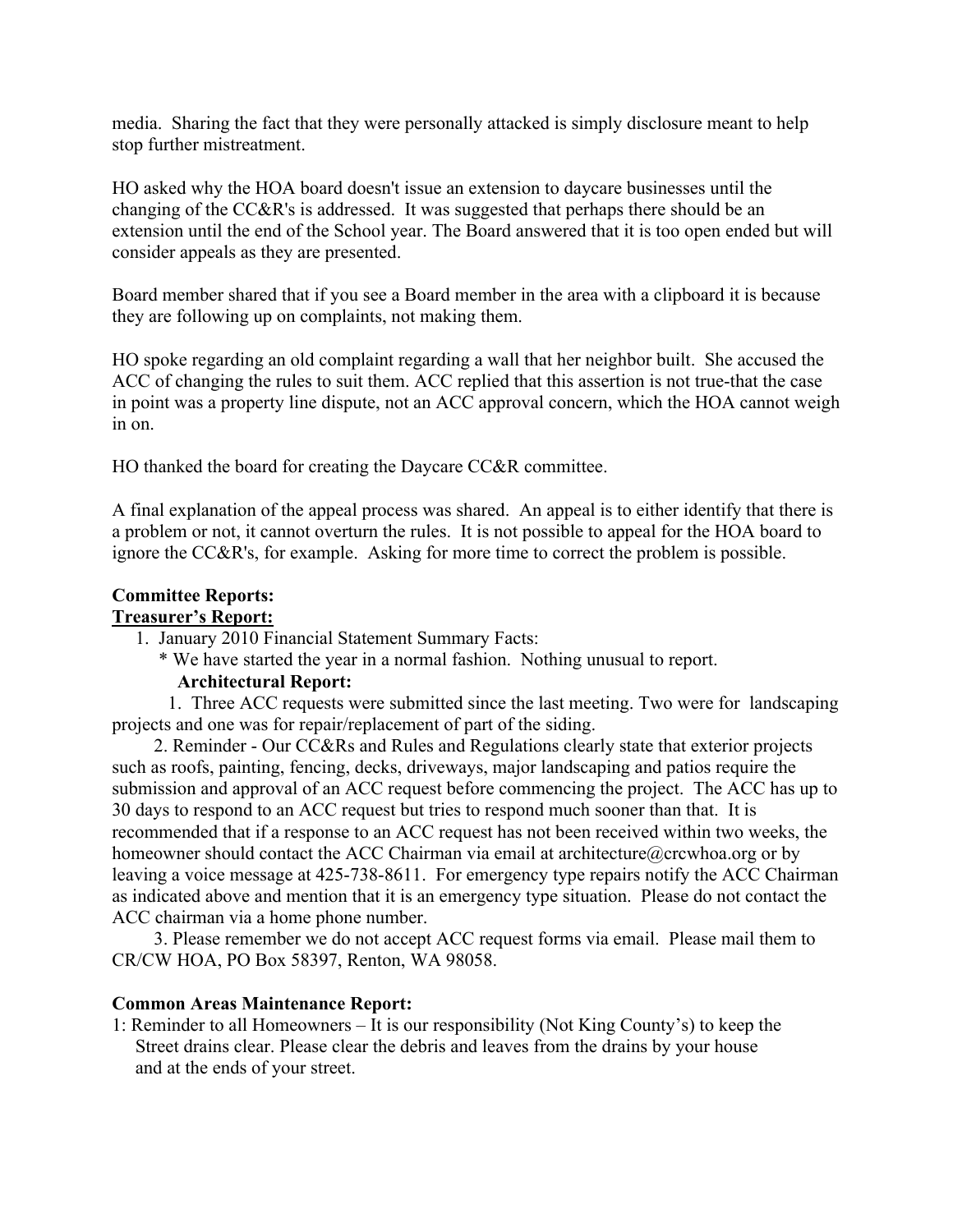media. Sharing the fact that they were personally attacked is simply disclosure meant to help stop further mistreatment.

HO asked why the HOA board doesn't issue an extension to daycare businesses until the changing of the CC&R's is addressed. It was suggested that perhaps there should be an extension until the end of the School year. The Board answered that it is too open ended but will consider appeals as they are presented.

Board member shared that if you see a Board member in the area with a clipboard it is because they are following up on complaints, not making them.

HO spoke regarding an old complaint regarding a wall that her neighbor built. She accused the ACC of changing the rules to suit them. ACC replied that this assertion is not true-that the case in point was a property line dispute, not an ACC approval concern, which the HOA cannot weigh in on.

HO thanked the board for creating the Daycare CC&R committee.

A final explanation of the appeal process was shared. An appeal is to either identify that there is a problem or not, it cannot overturn the rules. It is not possible to appeal for the HOA board to ignore the CC&R's, for example. Asking for more time to correct the problem is possible.

**Committee Reports:**

**Treasurer's Report:**

1. January 2010 Financial Statement Summary Facts:
   * We have started the year in a normal fashion. Nothing unusual to report.

**Architectural Report:**

1. Three ACC requests were submitted since the last meeting. Two were for landscaping projects and one was for repair/replacement of part of the siding.
2. Reminder - Our CC&Rs and Rules and Regulations clearly state that exterior projects such as roofs, painting, fencing, decks, driveways, major landscaping and patios require the submission and approval of an ACC request before commencing the project. The ACC has up to 30 days to respond to an ACC request but tries to respond much sooner than that. It is recommended that if a response to an ACC request has not been received within two weeks, the homeowner should contact the ACC Chairman via email at architecture@crcwhoa.org or by leaving a voice message at 425-738-8611. For emergency type repairs notify the ACC Chairman as indicated above and mention that it is an emergency type situation. Please do not contact the ACC chairman via a home phone number.
3. Please remember we do not accept ACC request forms via email. Please mail them to CR/CW HOA, PO Box 58397, Renton, WA 98058.

**Common Areas Maintenance Report:**

1: Reminder to all Homeowners – It is our responsibility (Not King County's) to keep the Street drains clear. Please clear the debris and leaves from the drains by your house and at the ends of your street.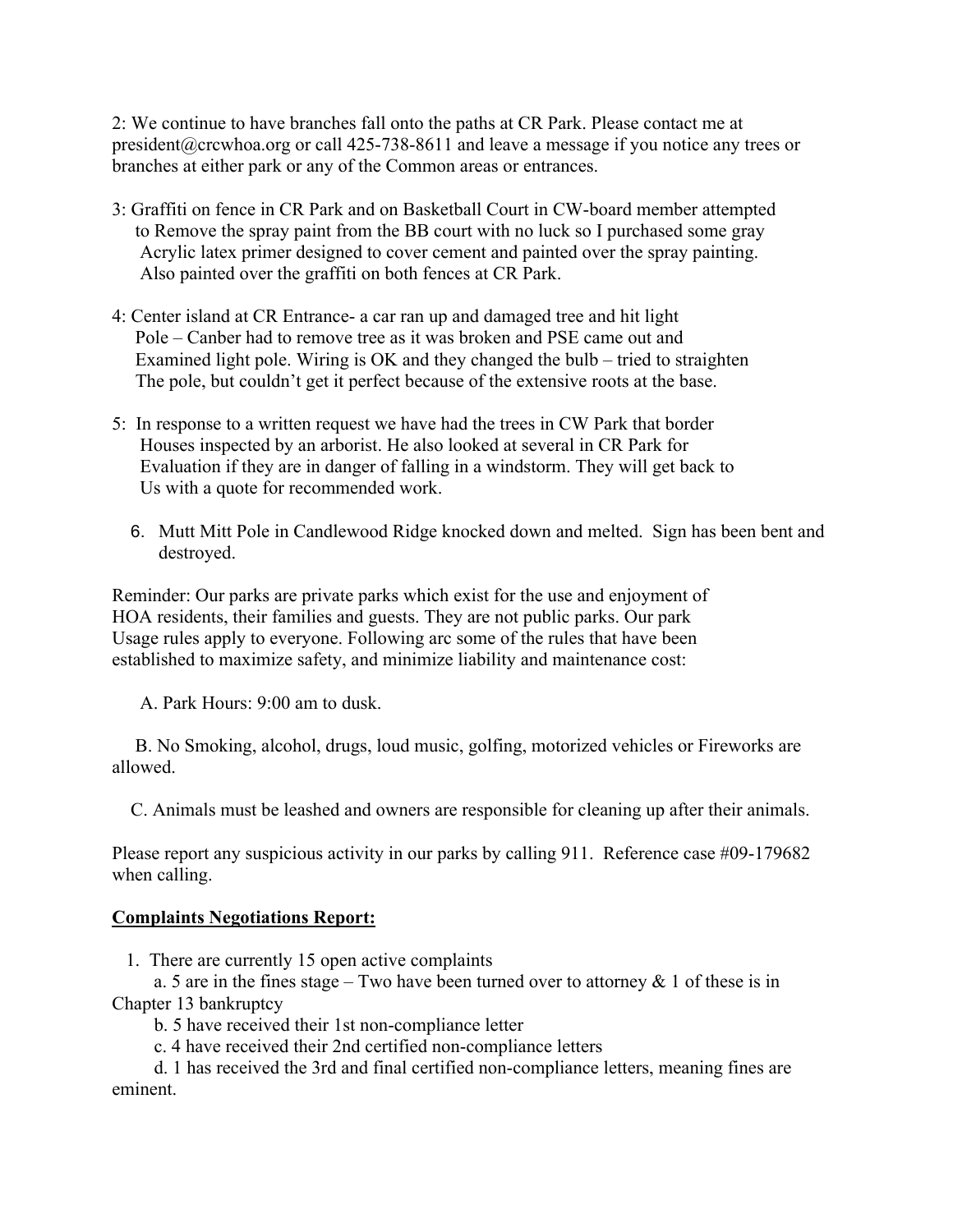2: We continue to have branches fall onto the paths at CR Park. Please contact me at president@crcwhoa.org or call 425-738-8611 and leave a message if you notice any trees or branches at either park or any of the Common areas or entrances.

3: Graffiti on fence in CR Park and on Basketball Court in CW-board member attempted to Remove the spray paint from the BB court with no luck so I purchased some gray Acrylic latex primer designed to cover cement and painted over the spray painting. Also painted over the graffiti on both fences at CR Park.

4: Center island at CR Entrance- a car ran up and damaged tree and hit light Pole – Canber had to remove tree as it was broken and PSE came out and Examined light pole. Wiring is OK and they changed the bulb – tried to straighten The pole, but couldn't get it perfect because of the extensive roots at the base.

5: In response to a written request we have had the trees in CW Park that border Houses inspected by an arborist. He also looked at several in CR Park for Evaluation if they are in danger of falling in a windstorm. They will get back to Us with a quote for recommended work.

6. Mutt Mitt Pole in Candlewood Ridge knocked down and melted. Sign has been bent and destroyed.

Reminder: Our parks are private parks which exist for the use and enjoyment of HOA residents, their families and guests. They are not public parks. Our park Usage rules apply to everyone. Following arc some of the rules that have been established to maximize safety, and minimize liability and maintenance cost:

A. Park Hours: 9:00 am to dusk.

B. No Smoking, alcohol, drugs, loud music, golfing, motorized vehicles or Fireworks are allowed.

C. Animals must be leashed and owners are responsible for cleaning up after their animals.

Please report any suspicious activity in our parks by calling 911. Reference case #09-179682 when calling.

**Complaints Negotiations Report:**

1. There are currently 15 open active complaints
   a. 5 are in the fines stage – Two have been turned over to attorney & 1 of these is in Chapter 13 bankruptcy
   b. 5 have received their 1st non-compliance letter
   c. 4 have received their 2nd certified non-compliance letters
   d. 1 has received the 3rd and final certified non-compliance letters, meaning fines are eminent.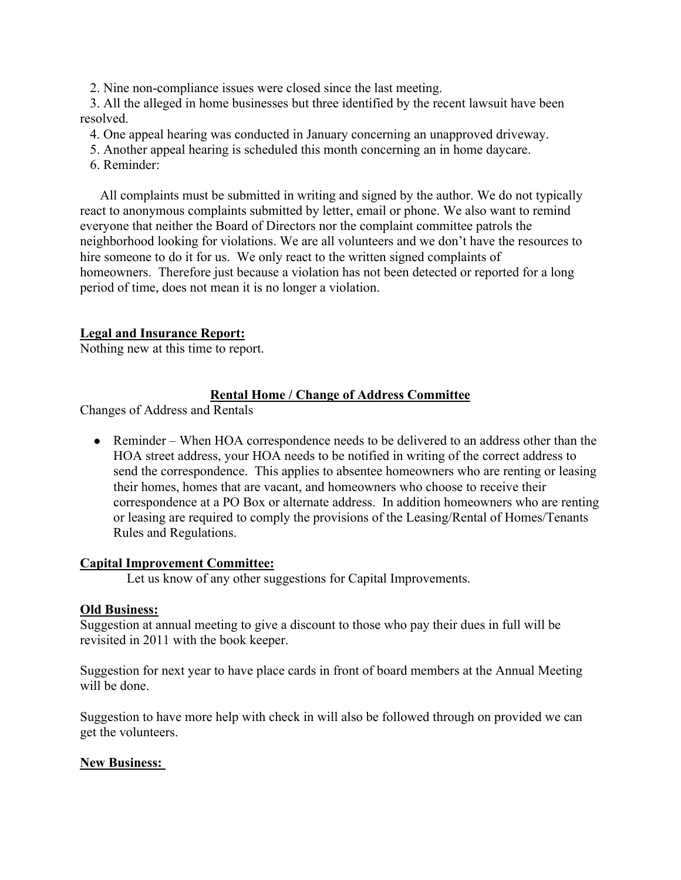2. Nine non-compliance issues were closed since the last meeting.
3. All the alleged in home businesses but three identified by the recent lawsuit have been resolved.
4. One appeal hearing was conducted in January concerning an unapproved driveway.
5. Another appeal hearing is scheduled this month concerning an in home daycare.
6. Reminder:

All complaints must be submitted in writing and signed by the author. We do not typically react to anonymous complaints submitted by letter, email or phone. We also want to remind everyone that neither the Board of Directors nor the complaint committee patrols the neighborhood looking for violations. We are all volunteers and we don't have the resources to hire someone to do it for us. We only react to the written signed complaints of homeowners. Therefore just because a violation has not been detected or reported for a long period of time, does not mean it is no longer a violation.

**Legal and Insurance Report:**

Nothing new at this time to report.

**Rental Home / Change of Address Committee**

Changes of Address and Rentals

- Reminder – When HOA correspondence needs to be delivered to an address other than the HOA street address, your HOA needs to be notified in writing of the correct address to send the correspondence. This applies to absentee homeowners who are renting or leasing their homes, homes that are vacant, and homeowners who choose to receive their correspondence at a PO Box or alternate address. In addition homeowners who are renting or leasing are required to comply the provisions of the Leasing/Rental of Homes/Tenants Rules and Regulations.

**Capital Improvement Committee:**

Let us know of any other suggestions for Capital Improvements.

**Old Business:**

Suggestion at annual meeting to give a discount to those who pay their dues in full will be revisited in 2011 with the book keeper.

Suggestion for next year to have place cards in front of board members at the Annual Meeting will be done.

Suggestion to have more help with check in will also be followed through on provided we can get the volunteers.

**New Business:**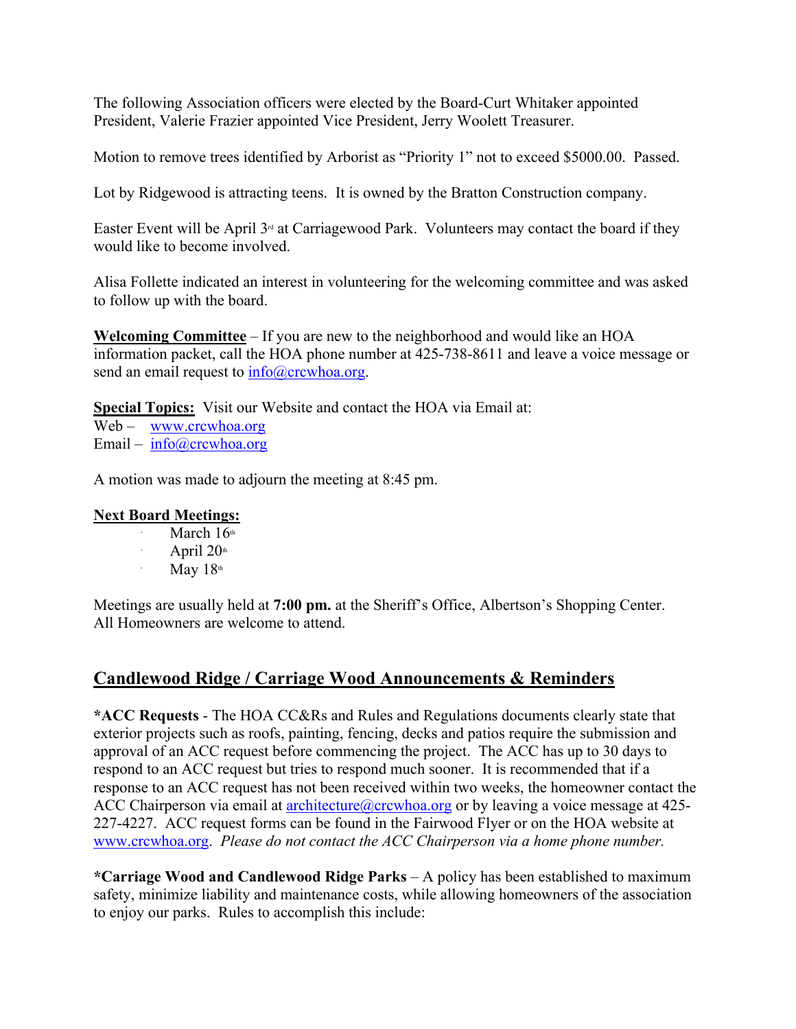The following Association officers were elected by the Board-Curt Whitaker appointed President, Valerie Frazier appointed Vice President, Jerry Woolett Treasurer.

Motion to remove trees identified by Arborist as "Priority 1" not to exceed $5000.00. Passed.

Lot by Ridgewood is attracting teens. It is owned by the Bratton Construction company.

Easter Event will be April 3rd at Carriagewood Park. Volunteers may contact the board if they would like to become involved.

Alisa Follette indicated an interest in volunteering for the welcoming committee and was asked to follow up with the board.

**Welcoming Committee** – If you are new to the neighborhood and would like an HOA information packet, call the HOA phone number at 425-738-8611 and leave a voice message or send an email request to info@crcwhoa.org.

**Special Topics:** Visit our Website and contact the HOA via Email at:
Web – www.crcwhoa.org
Email – info@crcwhoa.org

A motion was made to adjourn the meeting at 8:45 pm.

**Next Board Meetings:**

- March 16th
- April 20th
- May 18th

Meetings are usually held at **7:00 pm.** at the Sheriff's Office, Albertson's Shopping Center. All Homeowners are welcome to attend.

## Candlewood Ridge / Carriage Wood Announcements & Reminders

***ACC Requests** - The HOA CC&Rs and Rules and Regulations documents clearly state that exterior projects such as roofs, painting, fencing, decks and patios require the submission and approval of an ACC request before commencing the project. The ACC has up to 30 days to respond to an ACC request but tries to respond much sooner. It is recommended that if a response to an ACC request has not been received within two weeks, the homeowner contact the ACC Chairperson via email at architecture@crcwhoa.org or by leaving a voice message at 425-227-4227. ACC request forms can be found in the Fairwood Flyer or on the HOA website at www.crcwhoa.org. *Please do not contact the ACC Chairperson via a home phone number.*

***Carriage Wood and Candlewood Ridge Parks** – A policy has been established to maximum safety, minimize liability and maintenance costs, while allowing homeowners of the association to enjoy our parks. Rules to accomplish this include: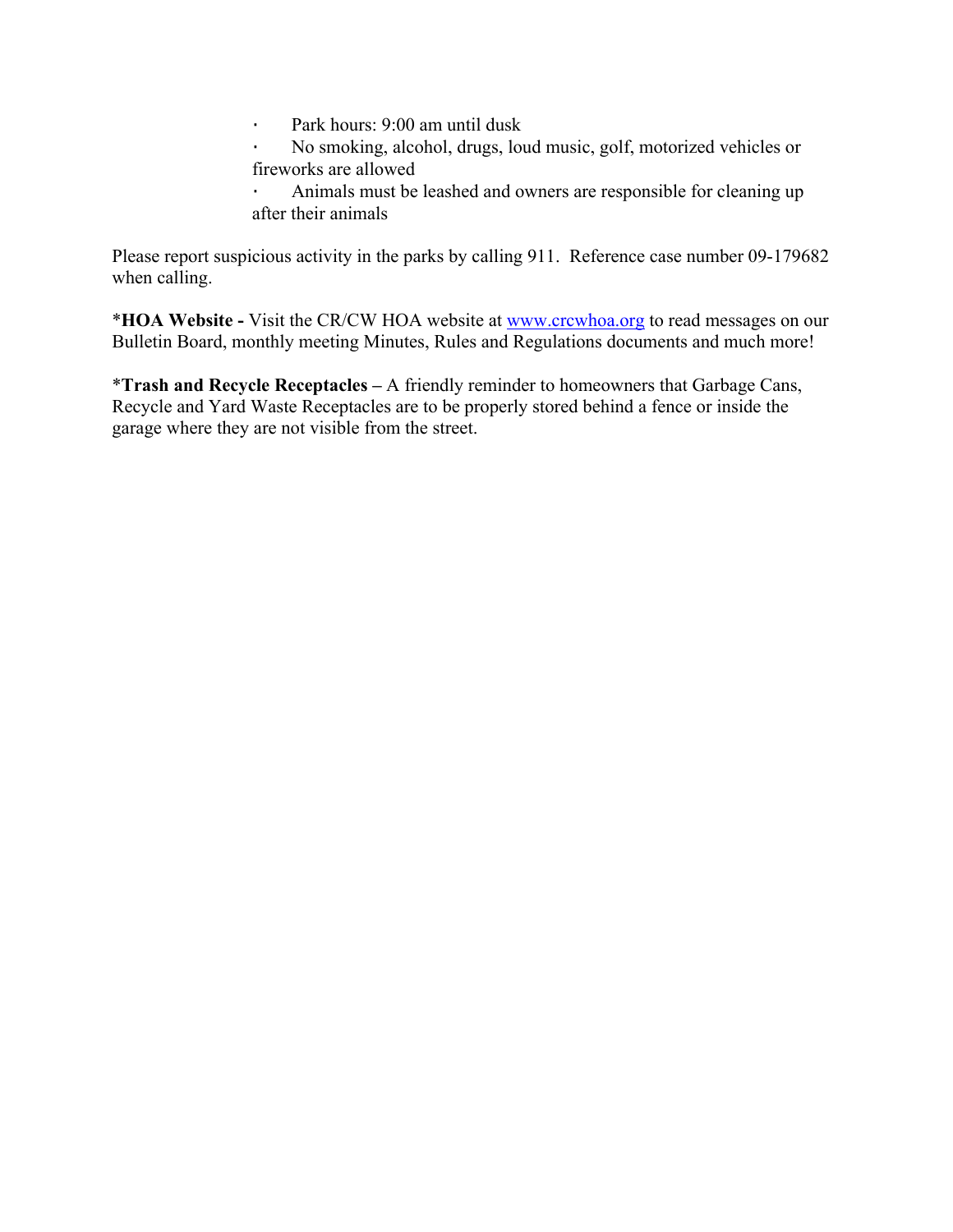- Park hours: 9:00 am until dusk
- No smoking, alcohol, drugs, loud music, golf, motorized vehicles or fireworks are allowed
- Animals must be leashed and owners are responsible for cleaning up after their animals

Please report suspicious activity in the parks by calling 911.  Reference case number 09-179682 when calling.

***HOA Website -** Visit the CR/CW HOA website at [www.crcwhoa.org](http://www.crcwhoa.org) to read messages on our Bulletin Board, monthly meeting Minutes, Rules and Regulations documents and much more!

***Trash and Recycle Receptacles –** A friendly reminder to homeowners that Garbage Cans, Recycle and Yard Waste Receptacles are to be properly stored behind a fence or inside the garage where they are not visible from the street.